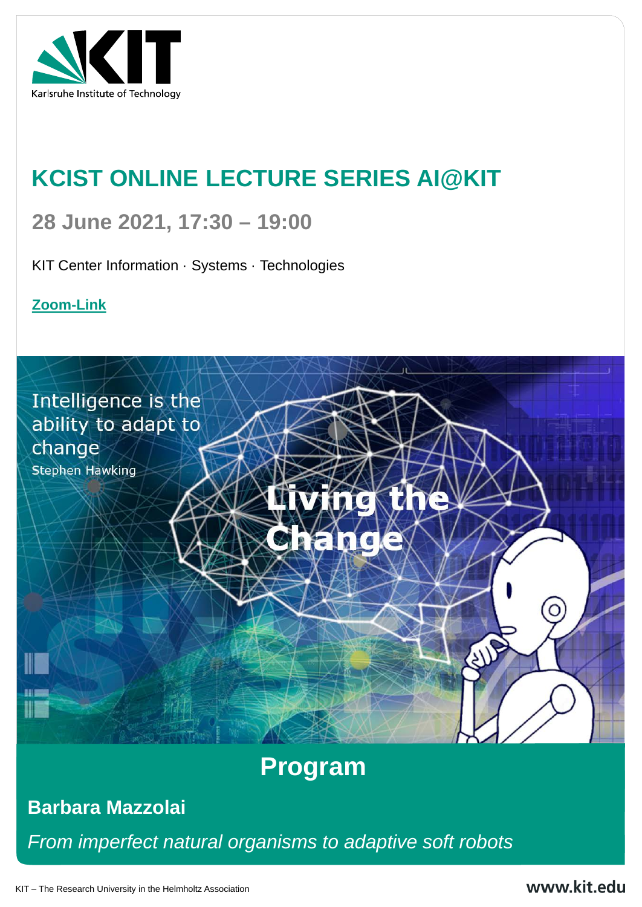Karlsruhe Institute of Technology

# KCIST ONLINE LECTURE SERIES AI@KIT

## 28 June 2021, 17:30 – 19:00

KIT Center Information · Systems · Technologies

**Zoom-Link**

Intelligence is the ability to adapt to change
Stephen Hawking

**Living the Change**

## Program

### Barbara Mazzolai

*From imperfect natural organisms to adaptive soft robots*

KIT – The Research University in the Helmholtz Association

www.kit.edu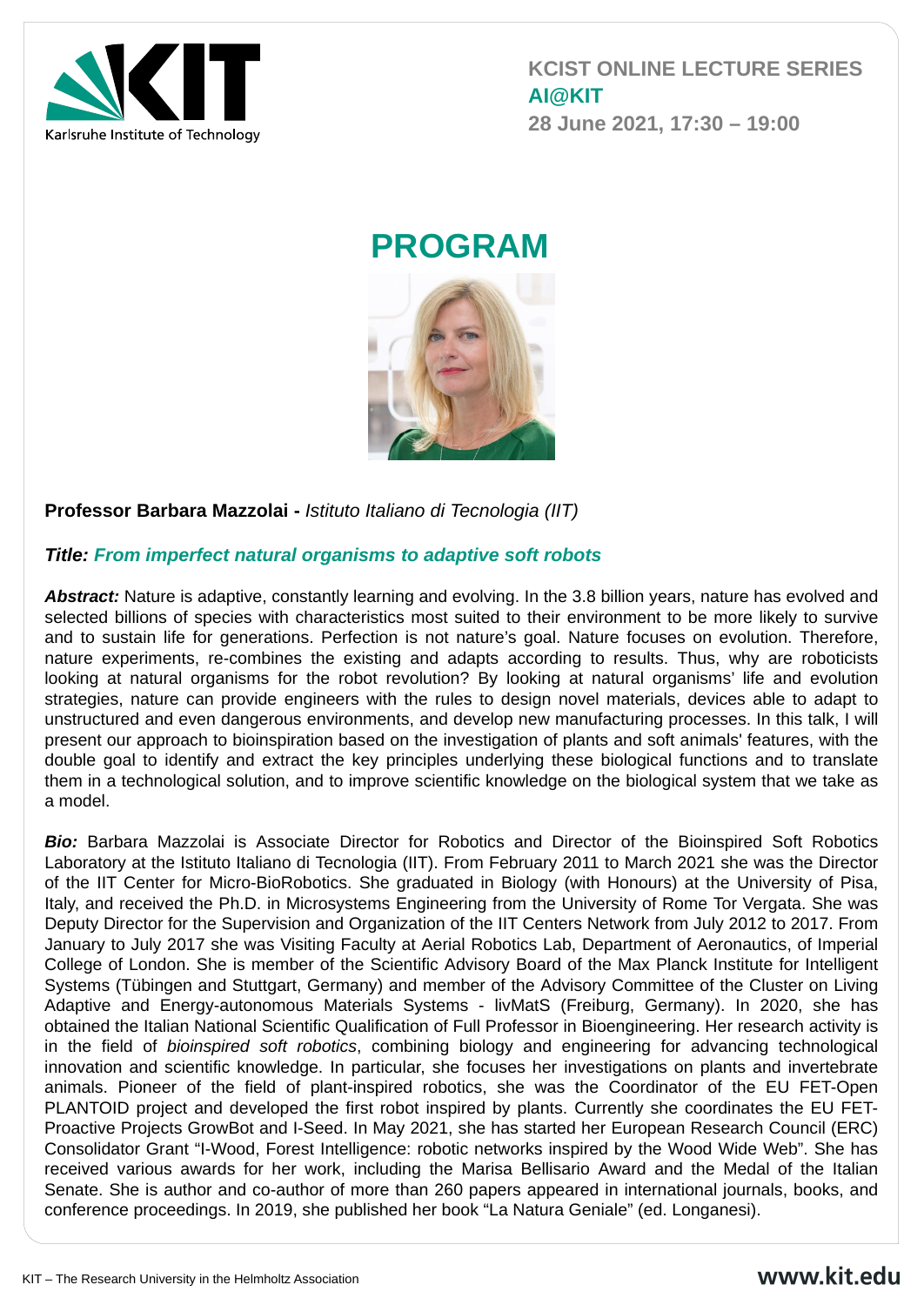KCIST ONLINE LECTURE SERIES
**AI@KIT**
28 June 2021, 17:30 – 19:00

# PROGRAM

**Professor Barbara Mazzolai -** *Istituto Italiano di Tecnologia (IIT)*

***Title: From imperfect natural organisms to adaptive soft robots***

***Abstract:*** Nature is adaptive, constantly learning and evolving. In the 3.8 billion years, nature has evolved and selected billions of species with characteristics most suited to their environment to be more likely to survive and to sustain life for generations. Perfection is not nature's goal. Nature focuses on evolution. Therefore, nature experiments, re-combines the existing and adapts according to results. Thus, why are roboticists looking at natural organisms for the robot revolution? By looking at natural organisms' life and evolution strategies, nature can provide engineers with the rules to design novel materials, devices able to adapt to unstructured and even dangerous environments, and develop new manufacturing processes. In this talk, I will present our approach to bioinspiration based on the investigation of plants and soft animals' features, with the double goal to identify and extract the key principles underlying these biological functions and to translate them in a technological solution, and to improve scientific knowledge on the biological system that we take as a model.

***Bio:*** Barbara Mazzolai is Associate Director for Robotics and Director of the Bioinspired Soft Robotics Laboratory at the Istituto Italiano di Tecnologia (IIT). From February 2011 to March 2021 she was the Director of the IIT Center for Micro-BioRobotics. She graduated in Biology (with Honours) at the University of Pisa, Italy, and received the Ph.D. in Microsystems Engineering from the University of Rome Tor Vergata. She was Deputy Director for the Supervision and Organization of the IIT Centers Network from July 2012 to 2017. From January to July 2017 she was Visiting Faculty at Aerial Robotics Lab, Department of Aeronautics, of Imperial College of London. She is member of the Scientific Advisory Board of the Max Planck Institute for Intelligent Systems (Tübingen and Stuttgart, Germany) and member of the Advisory Committee of the Cluster on Living Adaptive and Energy-autonomous Materials Systems - livMatS (Freiburg, Germany). In 2020, she has obtained the Italian National Scientific Qualification of Full Professor in Bioengineering. Her research activity is in the field of *bioinspired soft robotics*, combining biology and engineering for advancing technological innovation and scientific knowledge. In particular, she focuses her investigations on plants and invertebrate animals. Pioneer of the field of plant-inspired robotics, she was the Coordinator of the EU FET-Open PLANTOID project and developed the first robot inspired by plants. Currently she coordinates the EU FET-Proactive Projects GrowBot and I-Seed. In May 2021, she has started her European Research Council (ERC) Consolidator Grant "I-Wood, Forest Intelligence: robotic networks inspired by the Wood Wide Web". She has received various awards for her work, including the Marisa Bellisario Award and the Medal of the Italian Senate. She is author and co-author of more than 260 papers appeared in international journals, books, and conference proceedings. In 2019, she published her book "La Natura Geniale" (ed. Longanesi).